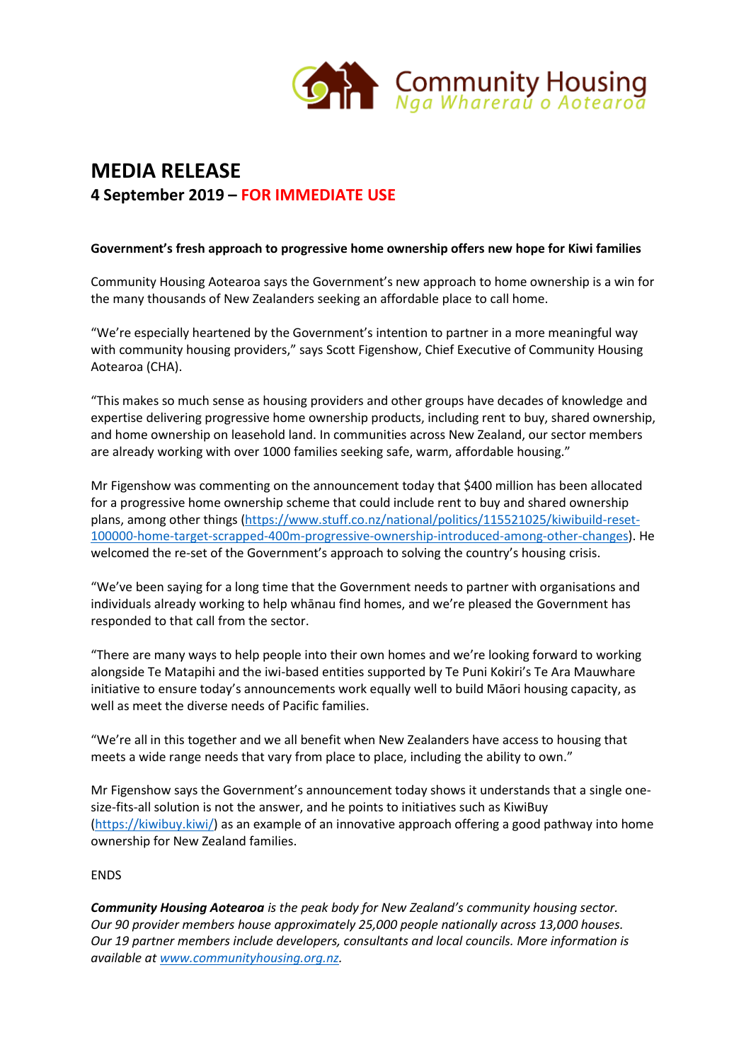Community Housing
*Nga Wharerau o Aotearoa*

# MEDIA RELEASE

**4 September 2019 – FOR IMMEDIATE USE**

**Government's fresh approach to progressive home ownership offers new hope for Kiwi families**

Community Housing Aotearoa says the Government's new approach to home ownership is a win for the many thousands of New Zealanders seeking an affordable place to call home.

"We're especially heartened by the Government's intention to partner in a more meaningful way with community housing providers," says Scott Figenshow, Chief Executive of Community Housing Aotearoa (CHA).

"This makes so much sense as housing providers and other groups have decades of knowledge and expertise delivering progressive home ownership products, including rent to buy, shared ownership, and home ownership on leasehold land. In communities across New Zealand, our sector members are already working with over 1000 families seeking safe, warm, affordable housing."

Mr Figenshow was commenting on the announcement today that $400 million has been allocated for a progressive home ownership scheme that could include rent to buy and shared ownership plans, among other things (https://www.stuff.co.nz/national/politics/115521025/kiwibuild-reset-100000-home-target-scrapped-400m-progressive-ownership-introduced-among-other-changes). He welcomed the re-set of the Government's approach to solving the country's housing crisis.

"We've been saying for a long time that the Government needs to partner with organisations and individuals already working to help whānau find homes, and we're pleased the Government has responded to that call from the sector.

"There are many ways to help people into their own homes and we're looking forward to working alongside Te Matapihi and the iwi-based entities supported by Te Puni Kokiri's Te Ara Mauwhare initiative to ensure today's announcements work equally well to build Māori housing capacity, as well as meet the diverse needs of Pacific families.

"We're all in this together and we all benefit when New Zealanders have access to housing that meets a wide range needs that vary from place to place, including the ability to own."

Mr Figenshow says the Government's announcement today shows it understands that a single one-size-fits-all solution is not the answer, and he points to initiatives such as KiwiBuy (https://kiwibuy.kiwi/) as an example of an innovative approach offering a good pathway into home ownership for New Zealand families.

ENDS

***Community Housing Aotearoa** is the peak body for New Zealand's community housing sector. Our 90 provider members house approximately 25,000 people nationally across 13,000 houses. Our 19 partner members include developers, consultants and local councils. More information is available at www.communityhousing.org.nz.*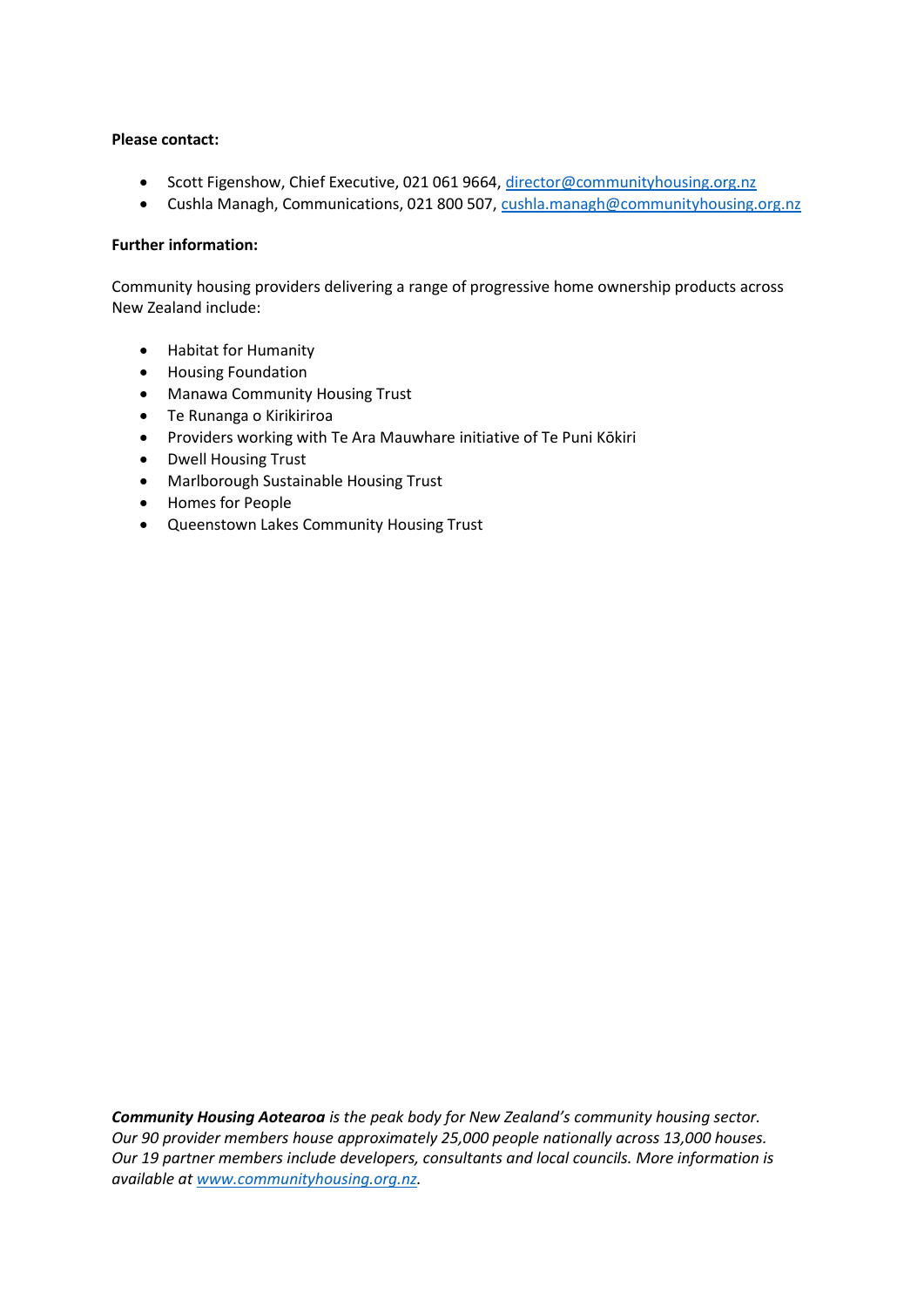**Please contact:**

- Scott Figenshow, Chief Executive, 021 061 9664, director@communityhousing.org.nz
- Cushla Managh, Communications, 021 800 507, cushla.managh@communityhousing.org.nz

**Further information:**

Community housing providers delivering a range of progressive home ownership products across New Zealand include:

- Habitat for Humanity
- Housing Foundation
- Manawa Community Housing Trust
- Te Runanga o Kirikiriroa
- Providers working with Te Ara Mauwhare initiative of Te Puni Kōkiri
- Dwell Housing Trust
- Marlborough Sustainable Housing Trust
- Homes for People
- Queenstown Lakes Community Housing Trust

***Community Housing Aotearoa*** *is the peak body for New Zealand's community housing sector. Our 90 provider members house approximately 25,000 people nationally across 13,000 houses. Our 19 partner members include developers, consultants and local councils. More information is available at www.communityhousing.org.nz.*